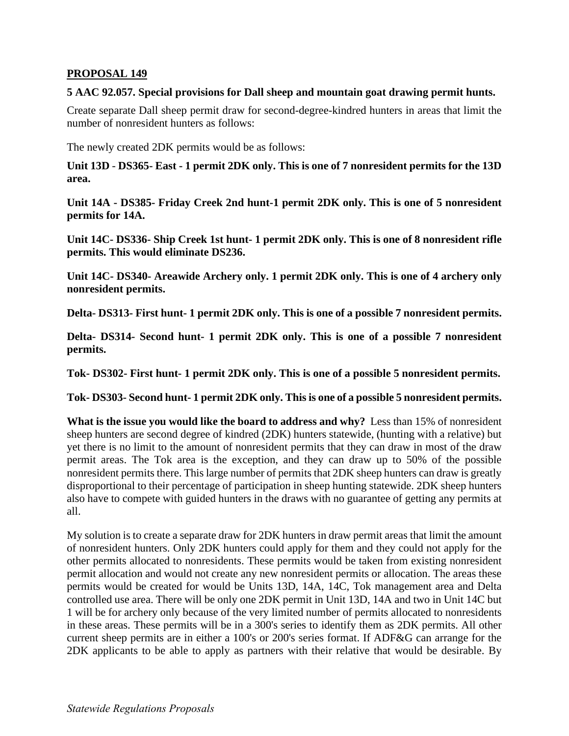**PROPOSAL 149**

**5 AAC 92.057. Special provisions for Dall sheep and mountain goat drawing permit hunts.**

Create separate Dall sheep permit draw for second-degree-kindred hunters in areas that limit the number of nonresident hunters as follows:

The newly created 2DK permits would be as follows:

**Unit 13D - DS365- East - 1 permit 2DK only. This is one of 7 nonresident permits for the 13D area.**

**Unit 14A - DS385- Friday Creek 2nd hunt-1 permit 2DK only. This is one of 5 nonresident permits for 14A.**

**Unit 14C- DS336- Ship Creek 1st hunt- 1 permit 2DK only. This is one of 8 nonresident rifle permits. This would eliminate DS236.**

**Unit 14C- DS340- Areawide Archery only. 1 permit 2DK only. This is one of 4 archery only nonresident permits.**

**Delta- DS313- First hunt- 1 permit 2DK only. This is one of a possible 7 nonresident permits.**

**Delta- DS314- Second hunt- 1 permit 2DK only. This is one of a possible 7 nonresident permits.**

**Tok- DS302- First hunt- 1 permit 2DK only. This is one of a possible 5 nonresident permits.**

**Tok- DS303- Second hunt- 1 permit 2DK only. This is one of a possible 5 nonresident permits.**

**What is the issue you would like the board to address and why?** Less than 15% of nonresident sheep hunters are second degree of kindred (2DK) hunters statewide, (hunting with a relative) but yet there is no limit to the amount of nonresident permits that they can draw in most of the draw permit areas. The Tok area is the exception, and they can draw up to 50% of the possible nonresident permits there. This large number of permits that 2DK sheep hunters can draw is greatly disproportional to their percentage of participation in sheep hunting statewide. 2DK sheep hunters also have to compete with guided hunters in the draws with no guarantee of getting any permits at all.

My solution is to create a separate draw for 2DK hunters in draw permit areas that limit the amount of nonresident hunters. Only 2DK hunters could apply for them and they could not apply for the other permits allocated to nonresidents. These permits would be taken from existing nonresident permit allocation and would not create any new nonresident permits or allocation. The areas these permits would be created for would be Units 13D, 14A, 14C, Tok management area and Delta controlled use area. There will be only one 2DK permit in Unit 13D, 14A and two in Unit 14C but 1 will be for archery only because of the very limited number of permits allocated to nonresidents in these areas. These permits will be in a 300's series to identify them as 2DK permits. All other current sheep permits are in either a 100's or 200's series format. If ADF&G can arrange for the 2DK applicants to be able to apply as partners with their relative that would be desirable. By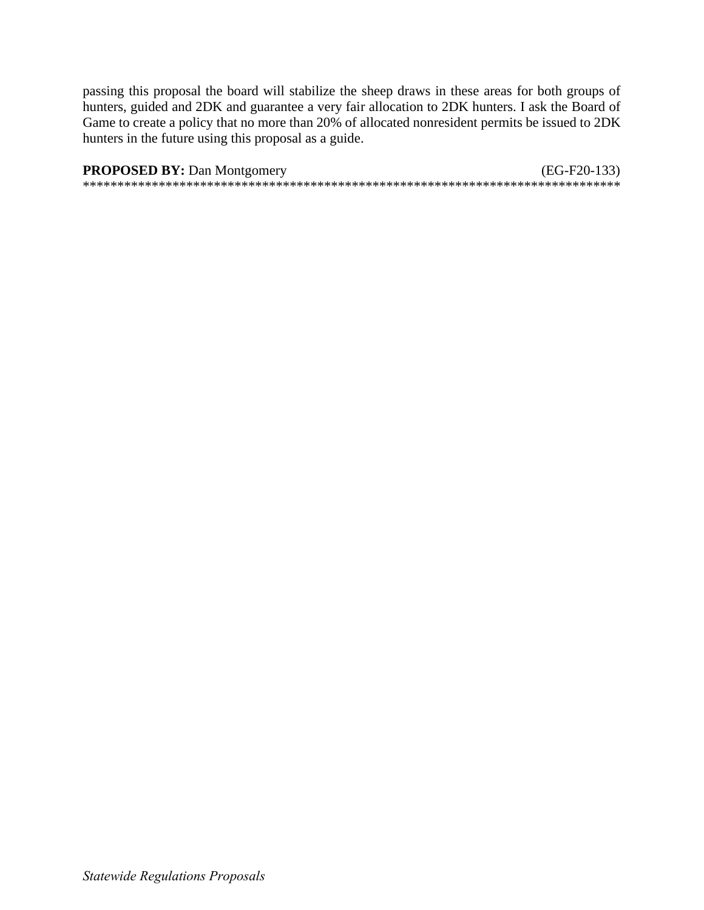passing this proposal the board will stabilize the sheep draws in these areas for both groups of hunters, guided and 2DK and guarantee a very fair allocation to 2DK hunters. I ask the Board of Game to create a policy that no more than 20% of allocated nonresident permits be issued to 2DK hunters in the future using this proposal as a guide.

**PROPOSED BY:** Dan Montgomery (EG-F20-133)

******************************************************************************